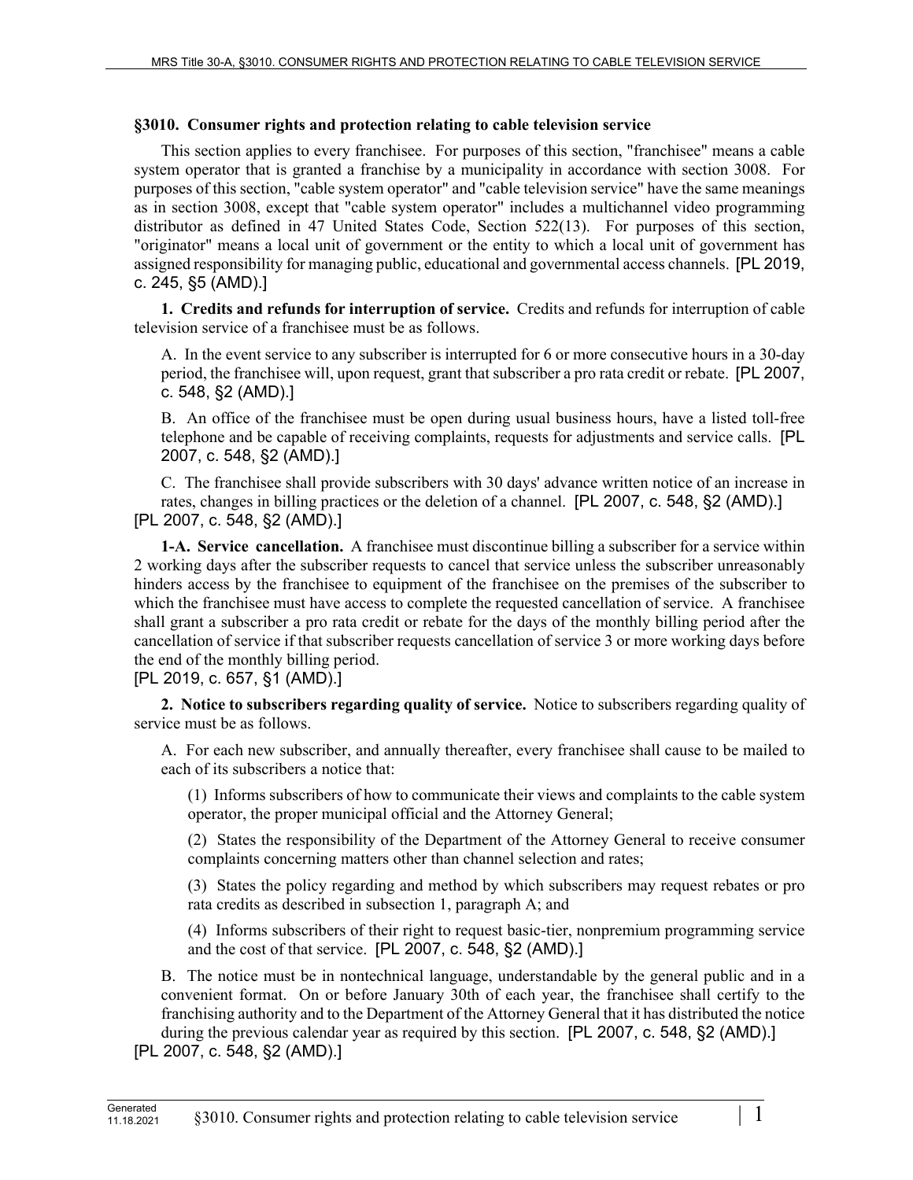## §3010. Consumer rights and protection relating to cable television service

This section applies to every franchisee. For purposes of this section, "franchisee" means a cable system operator that is granted a franchise by a municipality in accordance with section 3008. For purposes of this section, "cable system operator" and "cable television service" have the same meanings as in section 3008, except that "cable system operator" includes a multichannel video programming distributor as defined in 47 United States Code, Section 522(13). For purposes of this section, "originator" means a local unit of government or the entity to which a local unit of government has assigned responsibility for managing public, educational and governmental access channels. [PL 2019, c. 245, §5 (AMD).]

**1. Credits and refunds for interruption of service.** Credits and refunds for interruption of cable television service of a franchisee must be as follows.

A. In the event service to any subscriber is interrupted for 6 or more consecutive hours in a 30-day period, the franchisee will, upon request, grant that subscriber a pro rata credit or rebate. [PL 2007, c. 548, §2 (AMD).]

B. An office of the franchisee must be open during usual business hours, have a listed toll-free telephone and be capable of receiving complaints, requests for adjustments and service calls. [PL 2007, c. 548, §2 (AMD).]

C. The franchisee shall provide subscribers with 30 days' advance written notice of an increase in rates, changes in billing practices or the deletion of a channel. [PL 2007, c. 548, §2 (AMD).]

[PL 2007, c. 548, §2 (AMD).]

**1-A. Service cancellation.** A franchisee must discontinue billing a subscriber for a service within 2 working days after the subscriber requests to cancel that service unless the subscriber unreasonably hinders access by the franchisee to equipment of the franchisee on the premises of the subscriber to which the franchisee must have access to complete the requested cancellation of service. A franchisee shall grant a subscriber a pro rata credit or rebate for the days of the monthly billing period after the cancellation of service if that subscriber requests cancellation of service 3 or more working days before the end of the monthly billing period.

[PL 2019, c. 657, §1 (AMD).]

**2. Notice to subscribers regarding quality of service.** Notice to subscribers regarding quality of service must be as follows.

A. For each new subscriber, and annually thereafter, every franchisee shall cause to be mailed to each of its subscribers a notice that:

(1) Informs subscribers of how to communicate their views and complaints to the cable system operator, the proper municipal official and the Attorney General;

(2) States the responsibility of the Department of the Attorney General to receive consumer complaints concerning matters other than channel selection and rates;

(3) States the policy regarding and method by which subscribers may request rebates or pro rata credits as described in subsection 1, paragraph A; and

(4) Informs subscribers of their right to request basic-tier, nonpremium programming service and the cost of that service. [PL 2007, c. 548, §2 (AMD).]

B. The notice must be in nontechnical language, understandable by the general public and in a convenient format. On or before January 30th of each year, the franchisee shall certify to the franchising authority and to the Department of the Attorney General that it has distributed the notice during the previous calendar year as required by this section. [PL 2007, c. 548, §2 (AMD).]

[PL 2007, c. 548, §2 (AMD).]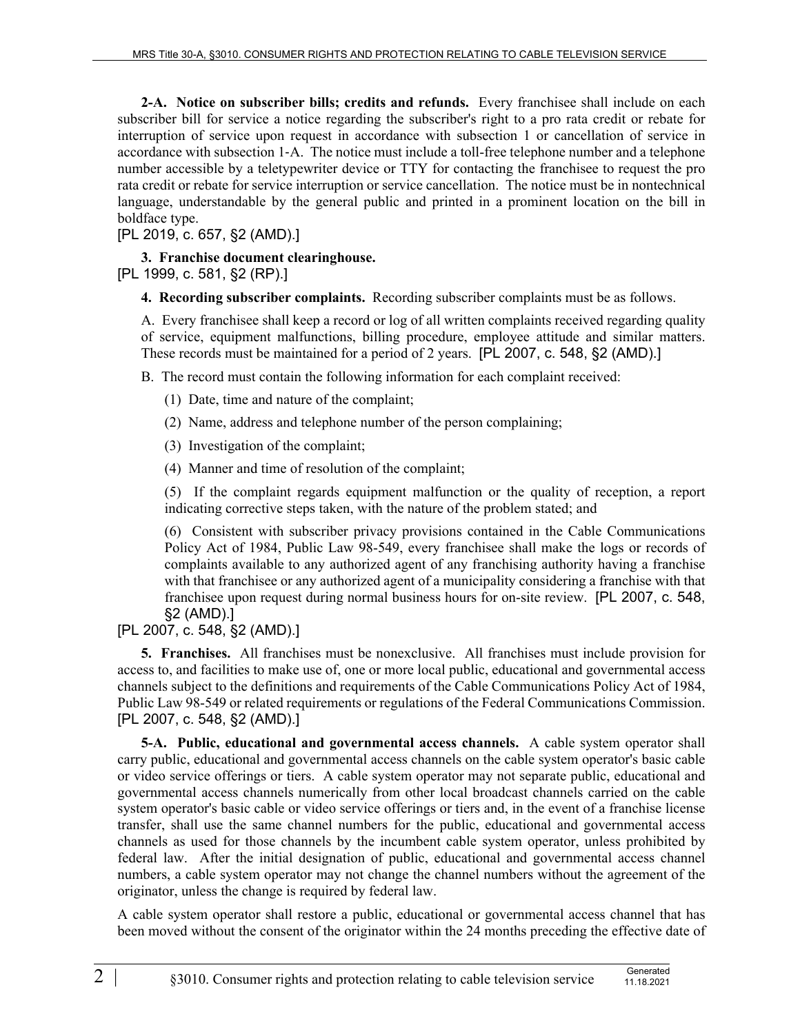**2-A. Notice on subscriber bills; credits and refunds.** Every franchisee shall include on each subscriber bill for service a notice regarding the subscriber's right to a pro rata credit or rebate for interruption of service upon request in accordance with subsection 1 or cancellation of service in accordance with subsection 1-A. The notice must include a toll-free telephone number and a telephone number accessible by a teletypewriter device or TTY for contacting the franchisee to request the pro rata credit or rebate for service interruption or service cancellation. The notice must be in nontechnical language, understandable by the general public and printed in a prominent location on the bill in boldface type.

[PL 2019, c. 657, §2 (AMD).]

**3. Franchise document clearinghouse.**

[PL 1999, c. 581, §2 (RP).]

**4. Recording subscriber complaints.** Recording subscriber complaints must be as follows.

A. Every franchisee shall keep a record or log of all written complaints received regarding quality of service, equipment malfunctions, billing procedure, employee attitude and similar matters. These records must be maintained for a period of 2 years. [PL 2007, c. 548, §2 (AMD).]

B. The record must contain the following information for each complaint received:

(1) Date, time and nature of the complaint;

(2) Name, address and telephone number of the person complaining;

(3) Investigation of the complaint;

(4) Manner and time of resolution of the complaint;

(5) If the complaint regards equipment malfunction or the quality of reception, a report indicating corrective steps taken, with the nature of the problem stated; and

(6) Consistent with subscriber privacy provisions contained in the Cable Communications Policy Act of 1984, Public Law 98-549, every franchisee shall make the logs or records of complaints available to any authorized agent of any franchising authority having a franchise with that franchisee or any authorized agent of a municipality considering a franchise with that franchisee upon request during normal business hours for on-site review. [PL 2007, c. 548, §2 (AMD).]

[PL 2007, c. 548, §2 (AMD).]

**5. Franchises.** All franchises must be nonexclusive. All franchises must include provision for access to, and facilities to make use of, one or more local public, educational and governmental access channels subject to the definitions and requirements of the Cable Communications Policy Act of 1984, Public Law 98-549 or related requirements or regulations of the Federal Communications Commission.

[PL 2007, c. 548, §2 (AMD).]

**5-A. Public, educational and governmental access channels.** A cable system operator shall carry public, educational and governmental access channels on the cable system operator's basic cable or video service offerings or tiers. A cable system operator may not separate public, educational and governmental access channels numerically from other local broadcast channels carried on the cable system operator's basic cable or video service offerings or tiers and, in the event of a franchise license transfer, shall use the same channel numbers for the public, educational and governmental access channels as used for those channels by the incumbent cable system operator, unless prohibited by federal law. After the initial designation of public, educational and governmental access channel numbers, a cable system operator may not change the channel numbers without the agreement of the originator, unless the change is required by federal law.

A cable system operator shall restore a public, educational or governmental access channel that has been moved without the consent of the originator within the 24 months preceding the effective date of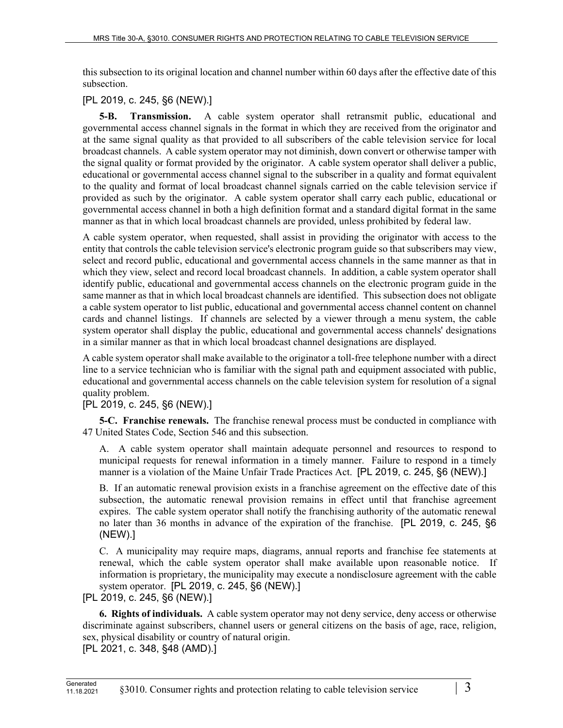this subsection to its original location and channel number within 60 days after the effective date of this subsection.

[PL 2019, c. 245, §6 (NEW).]

**5-B. Transmission.** A cable system operator shall retransmit public, educational and governmental access channel signals in the format in which they are received from the originator and at the same signal quality as that provided to all subscribers of the cable television service for local broadcast channels. A cable system operator may not diminish, down convert or otherwise tamper with the signal quality or format provided by the originator. A cable system operator shall deliver a public, educational or governmental access channel signal to the subscriber in a quality and format equivalent to the quality and format of local broadcast channel signals carried on the cable television service if provided as such by the originator. A cable system operator shall carry each public, educational or governmental access channel in both a high definition format and a standard digital format in the same manner as that in which local broadcast channels are provided, unless prohibited by federal law.

A cable system operator, when requested, shall assist in providing the originator with access to the entity that controls the cable television service's electronic program guide so that subscribers may view, select and record public, educational and governmental access channels in the same manner as that in which they view, select and record local broadcast channels. In addition, a cable system operator shall identify public, educational and governmental access channels on the electronic program guide in the same manner as that in which local broadcast channels are identified. This subsection does not obligate a cable system operator to list public, educational and governmental access channel content on channel cards and channel listings. If channels are selected by a viewer through a menu system, the cable system operator shall display the public, educational and governmental access channels' designations in a similar manner as that in which local broadcast channel designations are displayed.

A cable system operator shall make available to the originator a toll-free telephone number with a direct line to a service technician who is familiar with the signal path and equipment associated with public, educational and governmental access channels on the cable television system for resolution of a signal quality problem.

[PL 2019, c. 245, §6 (NEW).]

**5-C. Franchise renewals.** The franchise renewal process must be conducted in compliance with 47 United States Code, Section 546 and this subsection.

A. A cable system operator shall maintain adequate personnel and resources to respond to municipal requests for renewal information in a timely manner. Failure to respond in a timely manner is a violation of the Maine Unfair Trade Practices Act. [PL 2019, c. 245, §6 (NEW).]

B. If an automatic renewal provision exists in a franchise agreement on the effective date of this subsection, the automatic renewal provision remains in effect until that franchise agreement expires. The cable system operator shall notify the franchising authority of the automatic renewal no later than 36 months in advance of the expiration of the franchise. [PL 2019, c. 245, §6 (NEW).]

C. A municipality may require maps, diagrams, annual reports and franchise fee statements at renewal, which the cable system operator shall make available upon reasonable notice. If information is proprietary, the municipality may execute a nondisclosure agreement with the cable system operator. [PL 2019, c. 245, §6 (NEW).]

[PL 2019, c. 245, §6 (NEW).]

**6. Rights of individuals.** A cable system operator may not deny service, deny access or otherwise discriminate against subscribers, channel users or general citizens on the basis of age, race, religion, sex, physical disability or country of natural origin.

[PL 2021, c. 348, §48 (AMD).]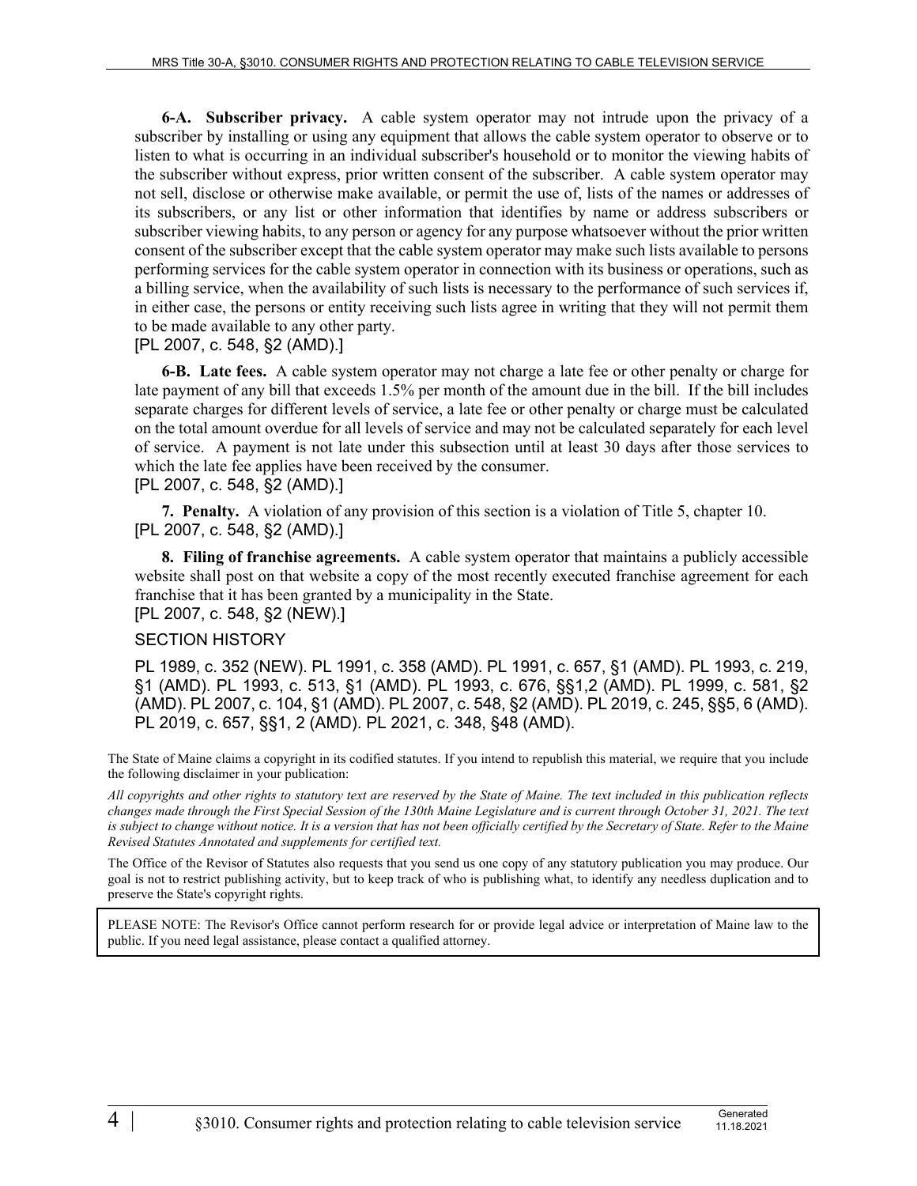**6-A. Subscriber privacy.** A cable system operator may not intrude upon the privacy of a subscriber by installing or using any equipment that allows the cable system operator to observe or to listen to what is occurring in an individual subscriber's household or to monitor the viewing habits of the subscriber without express, prior written consent of the subscriber. A cable system operator may not sell, disclose or otherwise make available, or permit the use of, lists of the names or addresses of its subscribers, or any list or other information that identifies by name or address subscribers or subscriber viewing habits, to any person or agency for any purpose whatsoever without the prior written consent of the subscriber except that the cable system operator may make such lists available to persons performing services for the cable system operator in connection with its business or operations, such as a billing service, when the availability of such lists is necessary to the performance of such services if, in either case, the persons or entity receiving such lists agree in writing that they will not permit them to be made available to any other party.
[PL 2007, c. 548, §2 (AMD).]

**6-B. Late fees.** A cable system operator may not charge a late fee or other penalty or charge for late payment of any bill that exceeds 1.5% per month of the amount due in the bill. If the bill includes separate charges for different levels of service, a late fee or other penalty or charge must be calculated on the total amount overdue for all levels of service and may not be calculated separately for each level of service. A payment is not late under this subsection until at least 30 days after those services to which the late fee applies have been received by the consumer.
[PL 2007, c. 548, §2 (AMD).]

**7. Penalty.** A violation of any provision of this section is a violation of Title 5, chapter 10.
[PL 2007, c. 548, §2 (AMD).]

**8. Filing of franchise agreements.** A cable system operator that maintains a publicly accessible website shall post on that website a copy of the most recently executed franchise agreement for each franchise that it has been granted by a municipality in the State.
[PL 2007, c. 548, §2 (NEW).]

SECTION HISTORY

PL 1989, c. 352 (NEW). PL 1991, c. 358 (AMD). PL 1991, c. 657, §1 (AMD). PL 1993, c. 219, §1 (AMD). PL 1993, c. 513, §1 (AMD). PL 1993, c. 676, §§1,2 (AMD). PL 1999, c. 581, §2 (AMD). PL 2007, c. 104, §1 (AMD). PL 2007, c. 548, §2 (AMD). PL 2019, c. 245, §§5, 6 (AMD). PL 2019, c. 657, §§1, 2 (AMD). PL 2021, c. 348, §48 (AMD).

The State of Maine claims a copyright in its codified statutes. If you intend to republish this material, we require that you include the following disclaimer in your publication:

*All copyrights and other rights to statutory text are reserved by the State of Maine. The text included in this publication reflects changes made through the First Special Session of the 130th Maine Legislature and is current through October 31, 2021. The text is subject to change without notice. It is a version that has not been officially certified by the Secretary of State. Refer to the Maine Revised Statutes Annotated and supplements for certified text.*

The Office of the Revisor of Statutes also requests that you send us one copy of any statutory publication you may produce. Our goal is not to restrict publishing activity, but to keep track of who is publishing what, to identify any needless duplication and to preserve the State's copyright rights.

PLEASE NOTE: The Revisor's Office cannot perform research for or provide legal advice or interpretation of Maine law to the public. If you need legal assistance, please contact a qualified attorney.